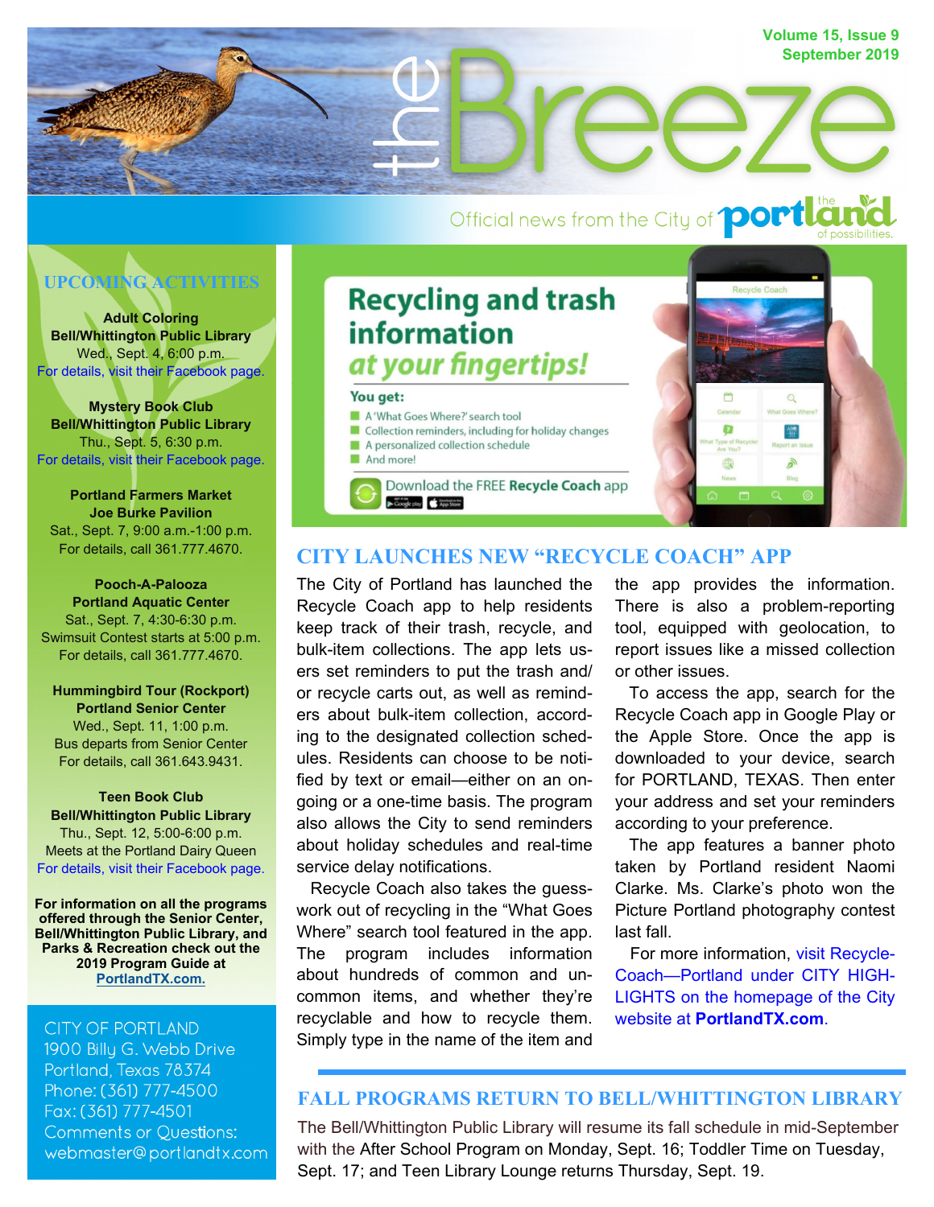# the Breeze

Official news from the City of portland — the portland of possibilities.

## UPCOMING ACTIVITIES

**Adult Coloring**
**Bell/Whittington Public Library**
Wed., Sept. 4, 6:00 p.m.
For details, visit their Facebook page.

**Mystery Book Club**
**Bell/Whittington Public Library**
Thu., Sept. 5, 6:30 p.m.
For details, visit their Facebook page.

**Portland Farmers Market**
**Joe Burke Pavilion**
Sat., Sept. 7, 9:00 a.m.-1:00 p.m.
For details, call 361.777.4670.

**Pooch-A-Palooza**
**Portland Aquatic Center**
Sat., Sept. 7, 4:30-6:30 p.m.
Swimsuit Contest starts at 5:00 p.m.
For details, call 361.777.4670.

**Hummingbird Tour (Rockport)**
**Portland Senior Center**
Wed., Sept. 11, 1:00 p.m.
Bus departs from Senior Center
For details, call 361.643.9431.

**Teen Book Club**
**Bell/Whittington Public Library**
Thu., Sept. 12, 5:00-6:00 p.m.
Meets at the Portland Dairy Queen
For details, visit their Facebook page.

**For information on all the programs offered through the Senior Center, Bell/Whittington Public Library, and Parks & Recreation check out the 2019 Program Guide at PortlandTX.com.**

CITY OF PORTLAND
1900 Billy G. Webb Drive
Portland, Texas 78374
Phone: (361) 777-4500
Fax: (361) 777-4501
Comments or Questions:
webmaster@portlandtx.com

**Recycling and trash information *at your fingertips!***

**You get:**

- A 'What Goes Where?' search tool
- Collection reminders, including for holiday changes
- A personalized collection schedule
- And more!

Download the FREE **Recycle Coach** app

## CITY LAUNCHES NEW "RECYCLE COACH" APP

The City of Portland has launched the Recycle Coach app to help residents keep track of their trash, recycle, and bulk-item collections. The app lets users set reminders to put the trash and/or recycle carts out, as well as reminders about bulk-item collection, according to the designated collection schedules. Residents can choose to be notified by text or email—either on an ongoing or a one-time basis. The program also allows the City to send reminders about holiday schedules and real-time service delay notifications.

Recycle Coach also takes the guesswork out of recycling in the "What Goes Where" search tool featured in the app. The program includes information about hundreds of common and uncommon items, and whether they're recyclable and how to recycle them. Simply type in the name of the item and the app provides the information. There is also a problem-reporting tool, equipped with geolocation, to report issues like a missed collection or other issues.

To access the app, search for the Recycle Coach app in Google Play or the Apple Store. Once the app is downloaded to your device, search for PORTLAND, TEXAS. Then enter your address and set your reminders according to your preference.

The app features a banner photo taken by Portland resident Naomi Clarke. Ms. Clarke's photo won the Picture Portland photography contest last fall.

For more information, visit RecycleCoach—Portland under CITY HIGHLIGHTS on the homepage of the City website at **PortlandTX.com**.

## FALL PROGRAMS RETURN TO BELL/WHITTINGTON LIBRARY

The Bell/Whittington Public Library will resume its fall schedule in mid-September with the After School Program on Monday, Sept. 16; Toddler Time on Tuesday, Sept. 17; and Teen Library Lounge returns Thursday, Sept. 19.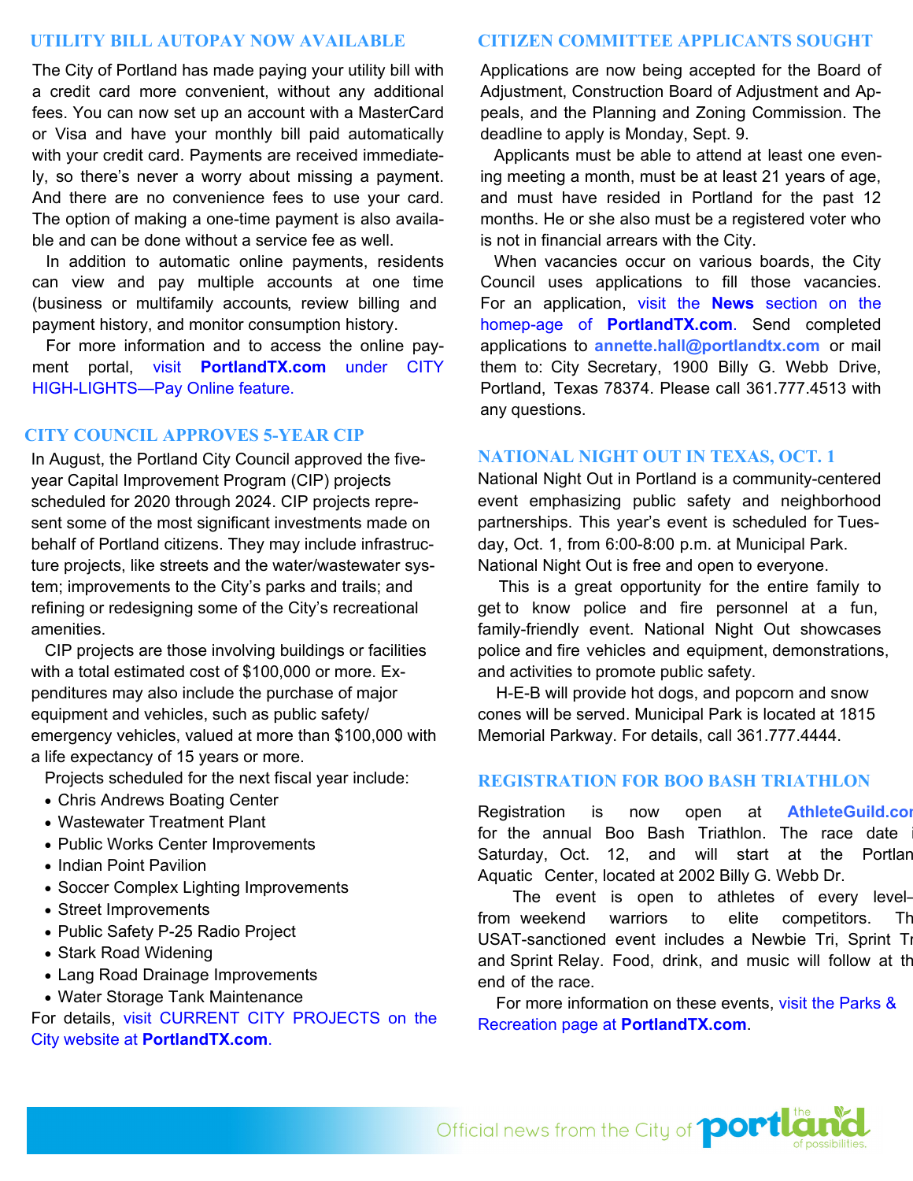## UTILITY BILL AUTOPAY NOW AVAILABLE

The City of Portland has made paying your utility bill with a credit card more convenient, without any additional fees. You can now set up an account with a MasterCard or Visa and have your monthly bill paid automatically with your credit card. Payments are received immediately, so there's never a worry about missing a payment. And there are no convenience fees to use your card. The option of making a one-time payment is also available and can be done without a service fee as well.

In addition to automatic online payments, residents can view and pay multiple accounts at one time (business or multifamily accounts, review billing and payment history, and monitor consumption history.

For more information and to access the online payment portal, visit **PortlandTX.com** under CITY HIGH-LIGHTS—Pay Online feature.

## CITY COUNCIL APPROVES 5-YEAR CIP

In August, the Portland City Council approved the five-year Capital Improvement Program (CIP) projects scheduled for 2020 through 2024. CIP projects represent some of the most significant investments made on behalf of Portland citizens. They may include infrastructure projects, like streets and the water/wastewater system; improvements to the City's parks and trails; and refining or redesigning some of the City's recreational amenities.

CIP projects are those involving buildings or facilities with a total estimated cost of $100,000 or more. Expenditures may also include the purchase of major equipment and vehicles, such as public safety/ emergency vehicles, valued at more than $100,000 with a life expectancy of 15 years or more.

Projects scheduled for the next fiscal year include:

- Chris Andrews Boating Center
- Wastewater Treatment Plant
- Public Works Center Improvements
- Indian Point Pavilion
- Soccer Complex Lighting Improvements
- Street Improvements
- Public Safety P-25 Radio Project
- Stark Road Widening
- Lang Road Drainage Improvements
- Water Storage Tank Maintenance

For details, visit CURRENT CITY PROJECTS on the City website at **PortlandTX.com**.

## CITIZEN COMMITTEE APPLICANTS SOUGHT

Applications are now being accepted for the Board of Adjustment, Construction Board of Adjustment and Appeals, and the Planning and Zoning Commission. The deadline to apply is Monday, Sept. 9.

Applicants must be able to attend at least one evening meeting a month, must be at least 21 years of age, and must have resided in Portland for the past 12 months. He or she also must be a registered voter who is not in financial arrears with the City.

When vacancies occur on various boards, the City Council uses applications to fill those vacancies. For an application, visit the **News** section on the homep-age of **PortlandTX.com**. Send completed applications to **annette.hall@portlandtx.com** or mail them to: City Secretary, 1900 Billy G. Webb Drive, Portland, Texas 78374. Please call 361.777.4513 with any questions.

## NATIONAL NIGHT OUT IN TEXAS, OCT. 1

National Night Out in Portland is a community-centered event emphasizing public safety and neighborhood partnerships. This year's event is scheduled for Tuesday, Oct. 1, from 6:00-8:00 p.m. at Municipal Park. National Night Out is free and open to everyone.

This is a great opportunity for the entire family to get to know police and fire personnel at a fun, family-friendly event. National Night Out showcases police and fire vehicles and equipment, demonstrations, and activities to promote public safety.

H-E-B will provide hot dogs, and popcorn and snow cones will be served. Municipal Park is located at 1815 Memorial Parkway. For details, call 361.777.4444.

## REGISTRATION FOR BOO BASH TRIATHLON

Registration is now open at **AthleteGuild.com** for the annual Boo Bash Triathlon. The race date is Saturday, Oct. 12, and will start at the Portland Aquatic Center, located at 2002 Billy G. Webb Dr.

The event is open to athletes of every level—from weekend warriors to elite competitors. The USAT-sanctioned event includes a Newbie Tri, Sprint Tri and Sprint Relay. Food, drink, and music will follow at the end of the race.

For more information on these events, visit the Parks & Recreation page at **PortlandTX.com**.